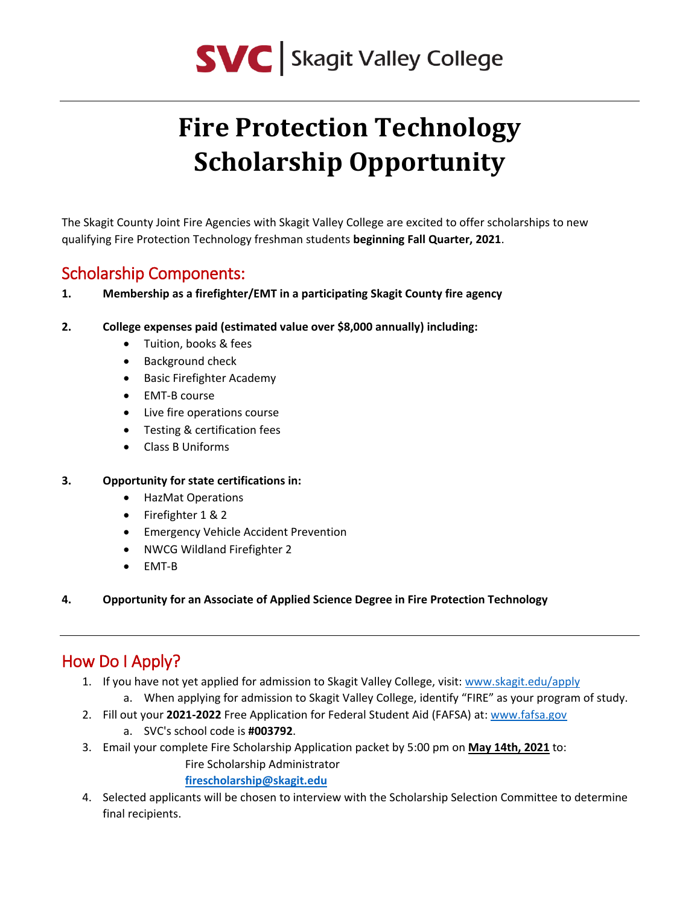SVC | Skagit Valley College

# Fire Protection Technology Scholarship Opportunity

The Skagit County Joint Fire Agencies with Skagit Valley College are excited to offer scholarships to new qualifying Fire Protection Technology freshman students **beginning Fall Quarter, 2021**.

## Scholarship Components:

1. **Membership as a firefighter/EMT in a participating Skagit County fire agency**

2. **College expenses paid (estimated value over $8,000 annually) including:**
   - Tuition, books & fees
   - Background check
   - Basic Firefighter Academy
   - EMT-B course
   - Live fire operations course
   - Testing & certification fees
   - Class B Uniforms

3. **Opportunity for state certifications in:**
   - HazMat Operations
   - Firefighter 1 & 2
   - Emergency Vehicle Accident Prevention
   - NWCG Wildland Firefighter 2
   - EMT-B

4. **Opportunity for an Associate of Applied Science Degree in Fire Protection Technology**

---

## How Do I Apply?

1. If you have not yet applied for admission to Skagit Valley College, visit: [www.skagit.edu/apply](http://www.skagit.edu/apply)
   a. When applying for admission to Skagit Valley College, identify "FIRE" as your program of study.
2. Fill out your **2021-2022** Free Application for Federal Student Aid (FAFSA) at: [www.fafsa.gov](http://www.fafsa.gov)
   a. SVC's school code is **#003792**.
3. Email your complete Fire Scholarship Application packet by 5:00 pm on **May 14th, 2021** to:
   Fire Scholarship Administrator
   **[firescholarship@skagit.edu](mailto:firescholarship@skagit.edu)**
4. Selected applicants will be chosen to interview with the Scholarship Selection Committee to determine final recipients.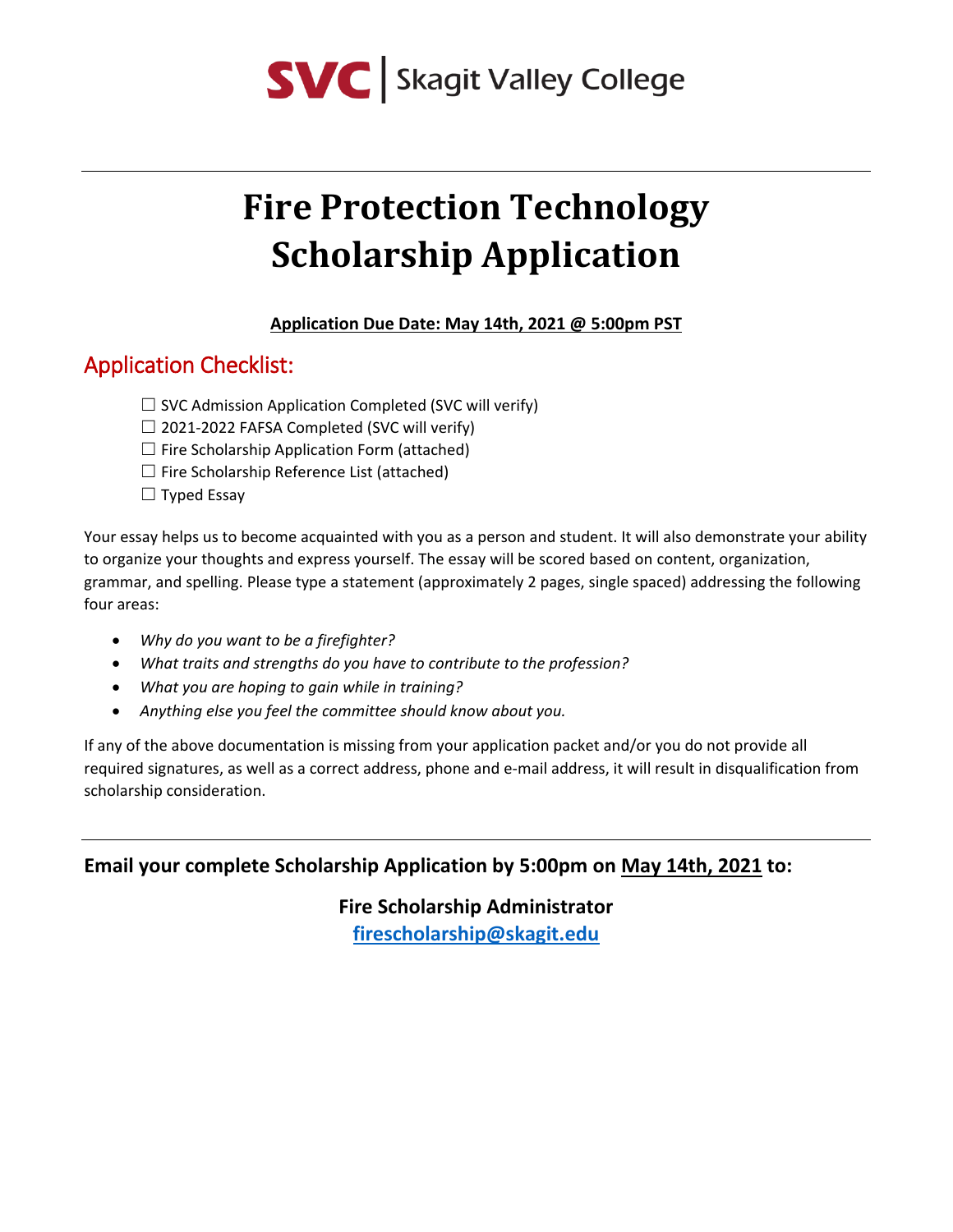SVC | Skagit Valley College

# Fire Protection Technology Scholarship Application

**Application Due Date: May 14th, 2021 @ 5:00pm PST**

## Application Checklist:

☐ SVC Admission Application Completed (SVC will verify)
☐ 2021-2022 FAFSA Completed (SVC will verify)
☐ Fire Scholarship Application Form (attached)
☐ Fire Scholarship Reference List (attached)
☐ Typed Essay

Your essay helps us to become acquainted with you as a person and student. It will also demonstrate your ability to organize your thoughts and express yourself. The essay will be scored based on content, organization, grammar, and spelling. Please type a statement (approximately 2 pages, single spaced) addressing the following four areas:

- *Why do you want to be a firefighter?*
- *What traits and strengths do you have to contribute to the profession?*
- *What you are hoping to gain while in training?*
- *Anything else you feel the committee should know about you.*

If any of the above documentation is missing from your application packet and/or you do not provide all required signatures, as well as a correct address, phone and e-mail address, it will result in disqualification from scholarship consideration.

---

**Email your complete Scholarship Application by 5:00pm on May 14th, 2021 to:**

**Fire Scholarship Administrator**
**firescholarship@skagit.edu**